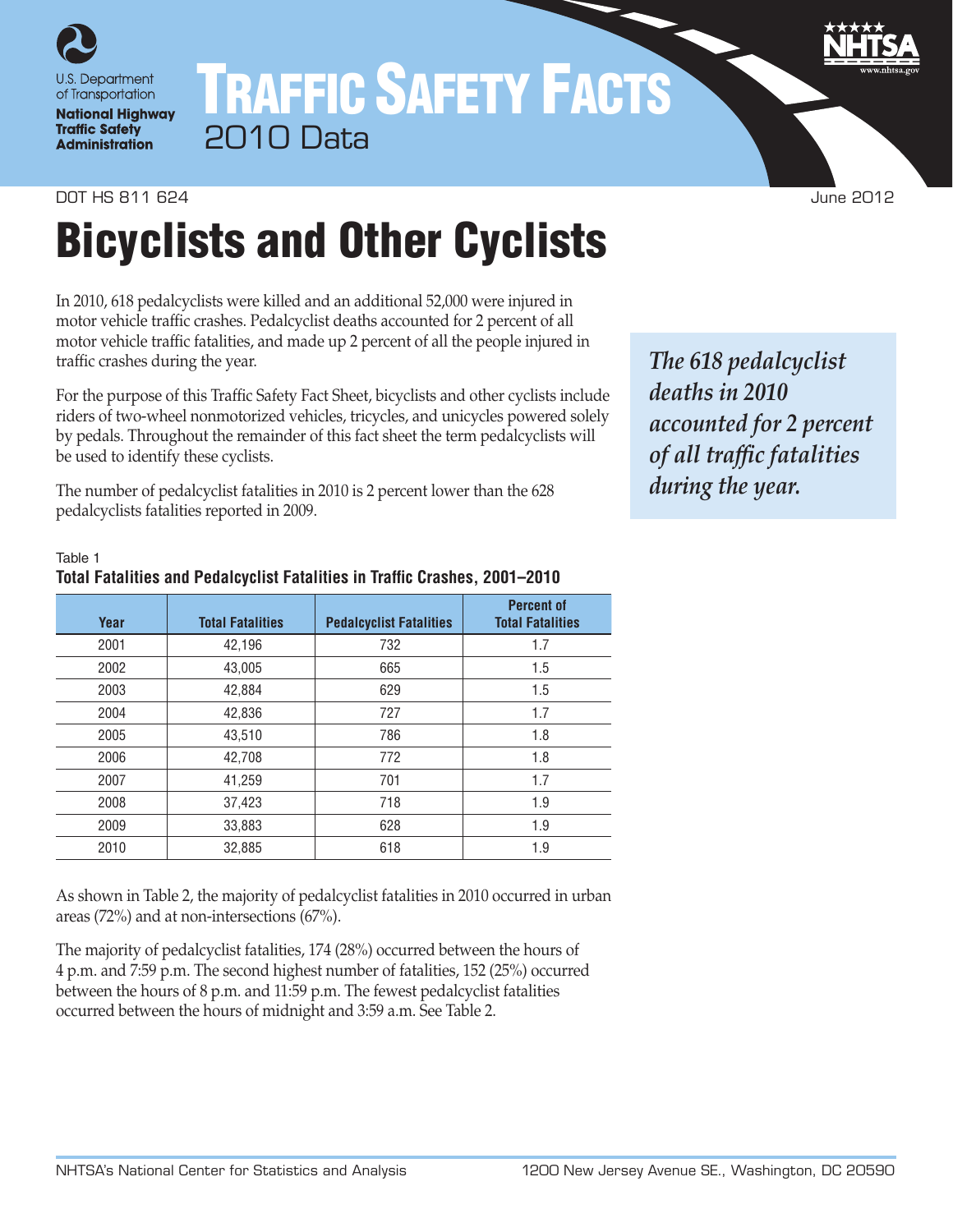U.S. Department of Transportation
**National Highway Traffic Safety Administration**

# TRAFFIC SAFETY FACTS
2010 Data

DOT HS 811 624 June 2012

# Bicyclists and Other Cyclists

In 2010, 618 pedalcyclists were killed and an additional 52,000 were injured in motor vehicle traffic crashes. Pedalcyclist deaths accounted for 2 percent of all motor vehicle traffic fatalities, and made up 2 percent of all the people injured in traffic crashes during the year.

*The 618 pedalcyclist deaths in 2010 accounted for 2 percent of all traffic fatalities during the year.*

For the purpose of this Traffic Safety Fact Sheet, bicyclists and other cyclists include riders of two-wheel nonmotorized vehicles, tricycles, and unicycles powered solely by pedals. Throughout the remainder of this fact sheet the term pedalcyclists will be used to identify these cyclists.

The number of pedalcyclist fatalities in 2010 is 2 percent lower than the 628 pedalcyclists fatalities reported in 2009.

Table 1
**Total Fatalities and Pedalcyclist Fatalities in Traffic Crashes, 2001–2010**

| Year | Total Fatalities | Pedalcyclist Fatalities | Percent of Total Fatalities |
|---|---|---|---|
| 2001 | 42,196 | 732 | 1.7 |
| 2002 | 43,005 | 665 | 1.5 |
| 2003 | 42,884 | 629 | 1.5 |
| 2004 | 42,836 | 727 | 1.7 |
| 2005 | 43,510 | 786 | 1.8 |
| 2006 | 42,708 | 772 | 1.8 |
| 2007 | 41,259 | 701 | 1.7 |
| 2008 | 37,423 | 718 | 1.9 |
| 2009 | 33,883 | 628 | 1.9 |
| 2010 | 32,885 | 618 | 1.9 |

As shown in Table 2, the majority of pedalcyclist fatalities in 2010 occurred in urban areas (72%) and at non-intersections (67%).

The majority of pedalcyclist fatalities, 174 (28%) occurred between the hours of 4 p.m. and 7:59 p.m. The second highest number of fatalities, 152 (25%) occurred between the hours of 8 p.m. and 11:59 p.m. The fewest pedalcyclist fatalities occurred between the hours of midnight and 3:59 a.m. See Table 2.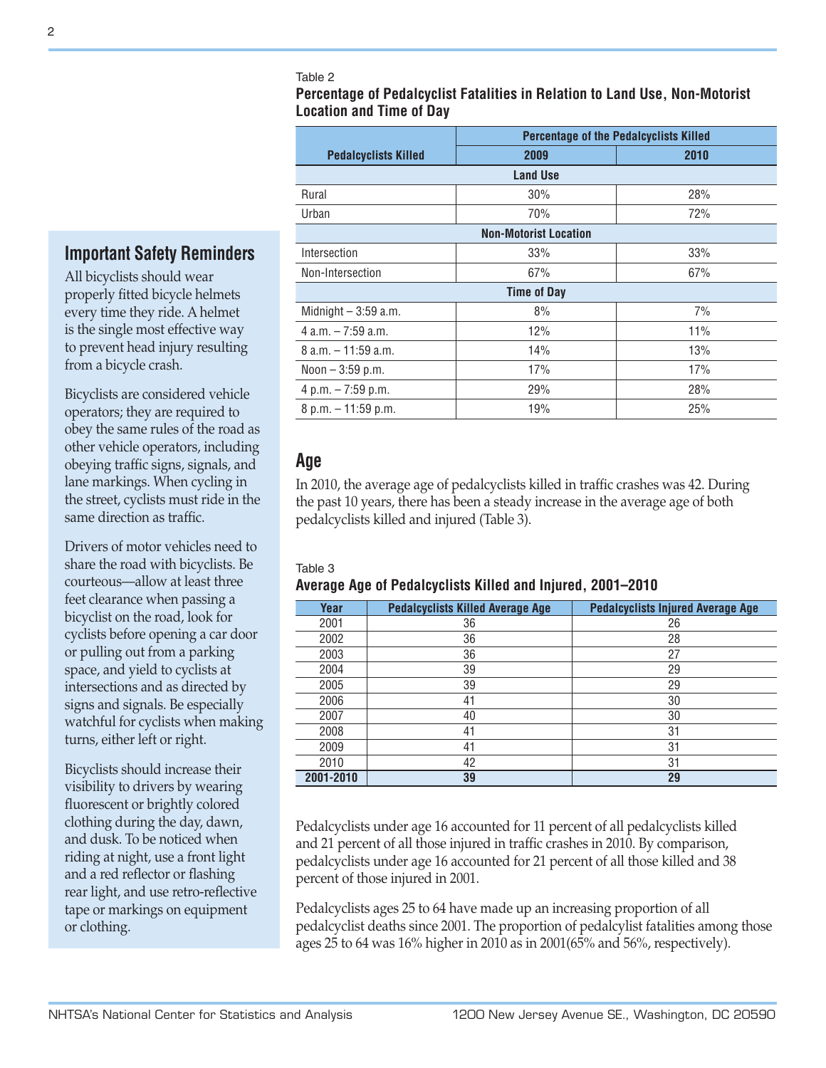Table 2

**Percentage of Pedalcyclist Fatalities in Relation to Land Use, Non-Motorist Location and Time of Day**

| Pedalcyclists Killed | Percentage of the Pedalcyclists Killed | |
|---|---|---|
| | 2009 | 2010 |
| **Land Use** | | |
| Rural | 30% | 28% |
| Urban | 70% | 72% |
| **Non-Motorist Location** | | |
| Intersection | 33% | 33% |
| Non-Intersection | 67% | 67% |
| **Time of Day** | | |
| Midnight – 3:59 a.m. | 8% | 7% |
| 4 a.m. – 7:59 a.m. | 12% | 11% |
| 8 a.m. – 11:59 a.m. | 14% | 13% |
| Noon – 3:59 p.m. | 17% | 17% |
| 4 p.m. – 7:59 p.m. | 29% | 28% |
| 8 p.m. – 11:59 p.m. | 19% | 25% |

## Important Safety Reminders

All bicyclists should wear properly fitted bicycle helmets every time they ride. A helmet is the single most effective way to prevent head injury resulting from a bicycle crash.

Bicyclists are considered vehicle operators; they are required to obey the same rules of the road as other vehicle operators, including obeying traffic signs, signals, and lane markings. When cycling in the street, cyclists must ride in the same direction as traffic.

Drivers of motor vehicles need to share the road with bicyclists. Be courteous—allow at least three feet clearance when passing a bicyclist on the road, look for cyclists before opening a car door or pulling out from a parking space, and yield to cyclists at intersections and as directed by signs and signals. Be especially watchful for cyclists when making turns, either left or right.

Bicyclists should increase their visibility to drivers by wearing fluorescent or brightly colored clothing during the day, dawn, and dusk. To be noticed when riding at night, use a front light and a red reflector or flashing rear light, and use retro-reflective tape or markings on equipment or clothing.

## Age

In 2010, the average age of pedalcyclists killed in traffic crashes was 42. During the past 10 years, there has been a steady increase in the average age of both pedalcyclists killed and injured (Table 3).

Table 3

**Average Age of Pedalcyclists Killed and Injured, 2001–2010**

| Year | Pedalcyclists Killed Average Age | Pedalcyclists Injured Average Age |
|---|---|---|
| 2001 | 36 | 26 |
| 2002 | 36 | 28 |
| 2003 | 36 | 27 |
| 2004 | 39 | 29 |
| 2005 | 39 | 29 |
| 2006 | 41 | 30 |
| 2007 | 40 | 30 |
| 2008 | 41 | 31 |
| 2009 | 41 | 31 |
| 2010 | 42 | 31 |
| **2001-2010** | **39** | **29** |

Pedalcyclists under age 16 accounted for 11 percent of all pedalcyclists killed and 21 percent of all those injured in traffic crashes in 2010. By comparison, pedalcyclists under age 16 accounted for 21 percent of all those killed and 38 percent of those injured in 2001.

Pedalcyclists ages 25 to 64 have made up an increasing proportion of all pedalcyclist deaths since 2001. The proportion of pedalcylist fatalities among those ages 25 to 64 was 16% higher in 2010 as in 2001(65% and 56%, respectively).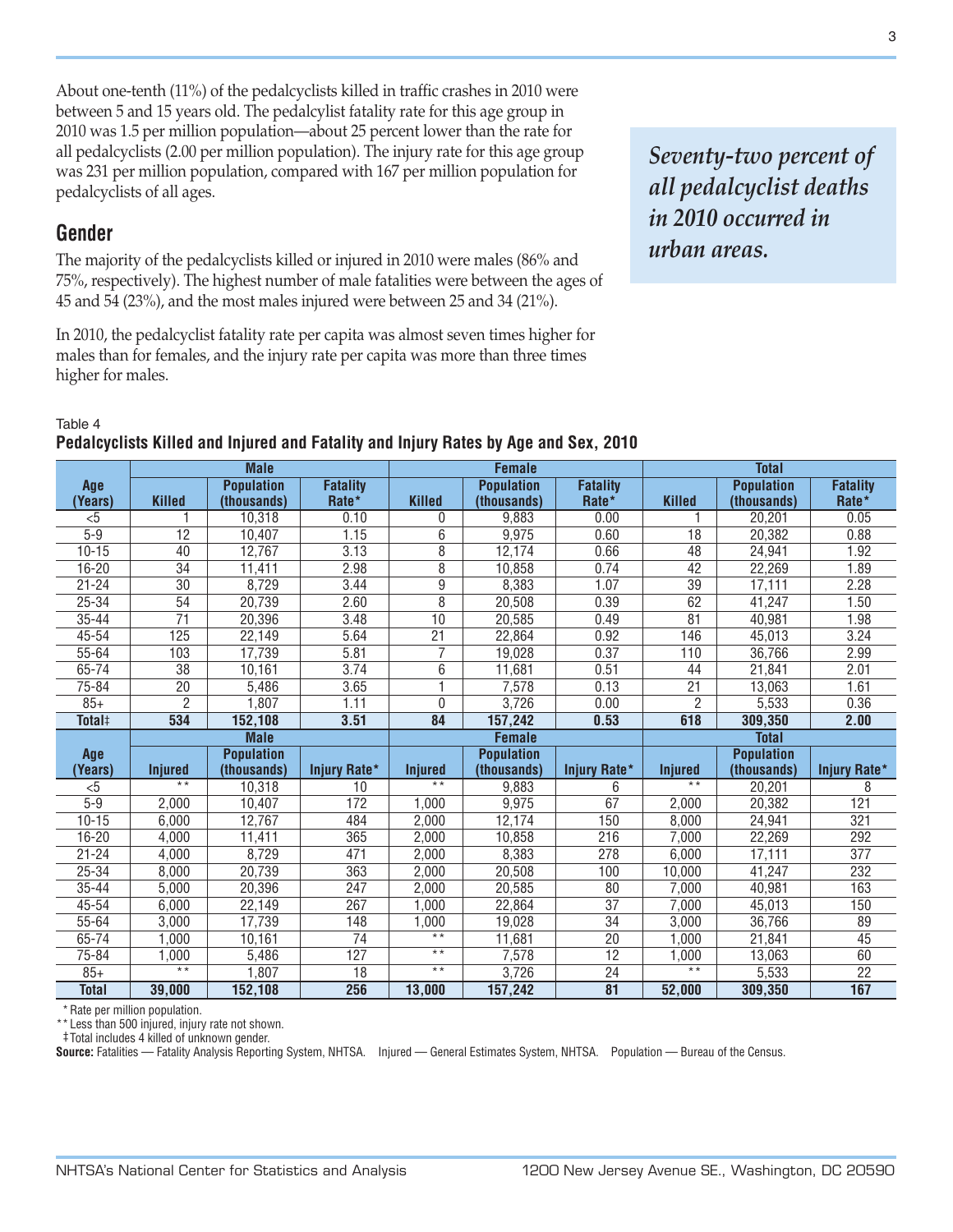About one-tenth (11%) of the pedalcyclists killed in traffic crashes in 2010 were between 5 and 15 years old. The pedalcyclist fatality rate for this age group in 2010 was 1.5 per million population—about 25 percent lower than the rate for all pedalcyclists (2.00 per million population). The injury rate for this age group was 231 per million population, compared with 167 per million population for pedalcyclists of all ages.

*Seventy-two percent of all pedalcyclist deaths in 2010 occurred in urban areas.*

## Gender

The majority of the pedalcyclists killed or injured in 2010 were males (86% and 75%, respectively). The highest number of male fatalities were between the ages of 45 and 54 (23%), and the most males injured were between 25 and 34 (21%).

In 2010, the pedalcyclist fatality rate per capita was almost seven times higher for males than for females, and the injury rate per capita was more than three times higher for males.

Table 4

**Pedalcyclists Killed and Injured and Fatality and Injury Rates by Age and Sex, 2010**

| Age (Years) | Male | | | Female | | | Total | | |
|---|---|---|---|---|---|---|---|---|---|
| | Killed | Population (thousands) | Fatality Rate* | Killed | Population (thousands) | Fatality Rate* | Killed | Population (thousands) | Fatality Rate* |
| <5 | 1 | 10,318 | 0.10 | 0 | 9,883 | 0.00 | 1 | 20,201 | 0.05 |
| 5-9 | 12 | 10,407 | 1.15 | 6 | 9,975 | 0.60 | 18 | 20,382 | 0.88 |
| 10-15 | 40 | 12,767 | 3.13 | 8 | 12,174 | 0.66 | 48 | 24,941 | 1.92 |
| 16-20 | 34 | 11,411 | 2.98 | 8 | 10,858 | 0.74 | 42 | 22,269 | 1.89 |
| 21-24 | 30 | 8,729 | 3.44 | 9 | 8,383 | 1.07 | 39 | 17,111 | 2.28 |
| 25-34 | 54 | 20,739 | 2.60 | 8 | 20,508 | 0.39 | 62 | 41,247 | 1.50 |
| 35-44 | 71 | 20,396 | 3.48 | 10 | 20,585 | 0.49 | 81 | 40,981 | 1.98 |
| 45-54 | 125 | 22,149 | 5.64 | 21 | 22,864 | 0.92 | 146 | 45,013 | 3.24 |
| 55-64 | 103 | 17,739 | 5.81 | 7 | 19,028 | 0.37 | 110 | 36,766 | 2.99 |
| 65-74 | 38 | 10,161 | 3.74 | 6 | 11,681 | 0.51 | 44 | 21,841 | 2.01 |
| 75-84 | 20 | 5,486 | 3.65 | 1 | 7,578 | 0.13 | 21 | 13,063 | 1.61 |
| 85+ | 2 | 1,807 | 1.11 | 0 | 3,726 | 0.00 | 2 | 5,533 | 0.36 |
| **Total‡** | **534** | **152,108** | **3.51** | **84** | **157,242** | **0.53** | **618** | **309,350** | **2.00** |
| | **Male** | | | **Female** | | | **Total** | | |
| **Age (Years)** | **Injured** | **Population (thousands)** | **Injury Rate*** | **Injured** | **Population (thousands)** | **Injury Rate*** | **Injured** | **Population (thousands)** | **Injury Rate*** |
| <5 | ** | 10,318 | 10 | ** | 9,883 | 6 | ** | 20,201 | 8 |
| 5-9 | 2,000 | 10,407 | 172 | 1,000 | 9,975 | 67 | 2,000 | 20,382 | 121 |
| 10-15 | 6,000 | 12,767 | 484 | 2,000 | 12,174 | 150 | 8,000 | 24,941 | 321 |
| 16-20 | 4,000 | 11,411 | 365 | 2,000 | 10,858 | 216 | 7,000 | 22,269 | 292 |
| 21-24 | 4,000 | 8,729 | 471 | 2,000 | 8,383 | 278 | 6,000 | 17,111 | 377 |
| 25-34 | 8,000 | 20,739 | 363 | 2,000 | 20,508 | 100 | 10,000 | 41,247 | 232 |
| 35-44 | 5,000 | 20,396 | 247 | 2,000 | 20,585 | 80 | 7,000 | 40,981 | 163 |
| 45-54 | 6,000 | 22,149 | 267 | 1,000 | 22,864 | 37 | 7,000 | 45,013 | 150 |
| 55-64 | 3,000 | 17,739 | 148 | 1,000 | 19,028 | 34 | 3,000 | 36,766 | 89 |
| 65-74 | 1,000 | 10,161 | 74 | ** | 11,681 | 20 | 1,000 | 21,841 | 45 |
| 75-84 | 1,000 | 5,486 | 127 | ** | 7,578 | 12 | 1,000 | 13,063 | 60 |
| 85+ | ** | 1,807 | 18 | ** | 3,726 | 24 | ** | 5,533 | 22 |
| **Total** | **39,000** | **152,108** | **256** | **13,000** | **157,242** | **81** | **52,000** | **309,350** | **167** |

\* Rate per million population.
\*\* Less than 500 injured, injury rate not shown.
‡Total includes 4 killed of unknown gender.
**Source:** Fatalities — Fatality Analysis Reporting System, NHTSA. Injured — General Estimates System, NHTSA. Population — Bureau of the Census.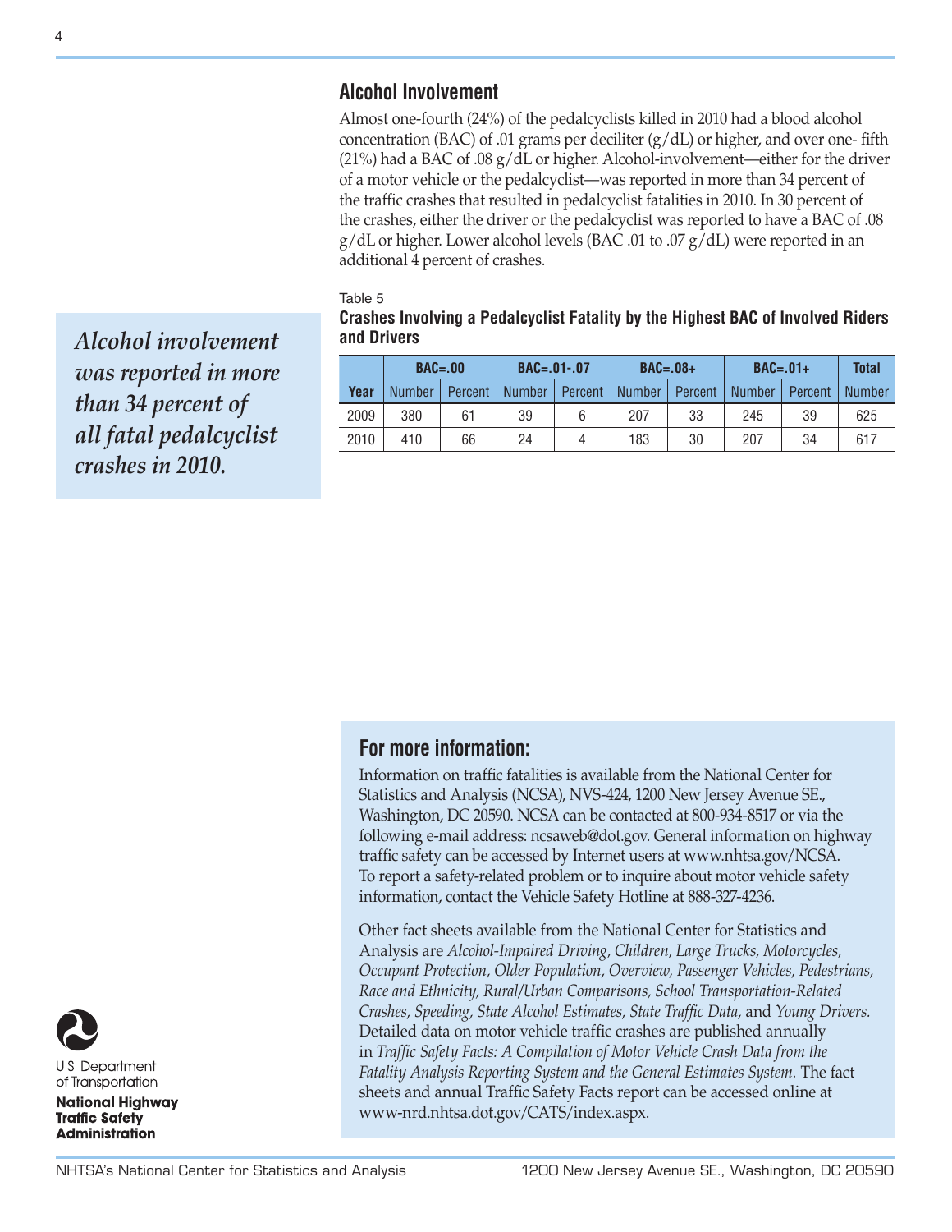## Alcohol Involvement

Almost one-fourth (24%) of the pedalcyclists killed in 2010 had a blood alcohol concentration (BAC) of .01 grams per deciliter (g/dL) or higher, and over one- fifth (21%) had a BAC of .08 g/dL or higher. Alcohol-involvement—either for the driver of a motor vehicle or the pedalcyclist—was reported in more than 34 percent of the traffic crashes that resulted in pedalcyclist fatalities in 2010. In 30 percent of the crashes, either the driver or the pedalcyclist was reported to have a BAC of .08 g/dL or higher. Lower alcohol levels (BAC .01 to .07 g/dL) were reported in an additional 4 percent of crashes.

*Alcohol involvement was reported in more than 34 percent of all fatal pedalcyclist crashes in 2010.*

Table 5

**Crashes Involving a Pedalcyclist Fatality by the Highest BAC of Involved Riders and Drivers**

| | BAC=.00 | | BAC=.01-.07 | | BAC=.08+ | | BAC=.01+ | | Total |
|---|---|---|---|---|---|---|---|---|---|
| Year | Number | Percent | Number | Percent | Number | Percent | Number | Percent | Number |
| 2009 | 380 | 61 | 39 | 6 | 207 | 33 | 245 | 39 | 625 |
| 2010 | 410 | 66 | 24 | 4 | 183 | 30 | 207 | 34 | 617 |

## For more information:

Information on traffic fatalities is available from the National Center for Statistics and Analysis (NCSA), NVS-424, 1200 New Jersey Avenue SE., Washington, DC 20590. NCSA can be contacted at 800-934-8517 or via the following e-mail address: ncsaweb@dot.gov. General information on highway traffic safety can be accessed by Internet users at www.nhtsa.gov/NCSA. To report a safety-related problem or to inquire about motor vehicle safety information, contact the Vehicle Safety Hotline at 888-327-4236.

Other fact sheets available from the National Center for Statistics and Analysis are *Alcohol-Impaired Driving, Children, Large Trucks, Motorcycles, Occupant Protection, Older Population, Overview, Passenger Vehicles, Pedestrians, Race and Ethnicity, Rural/Urban Comparisons, School Transportation-Related Crashes, Speeding, State Alcohol Estimates, State Traffic Data,* and *Young Drivers.* Detailed data on motor vehicle traffic crashes are published annually in *Traffic Safety Facts: A Compilation of Motor Vehicle Crash Data from the Fatality Analysis Reporting System and the General Estimates System.* The fact sheets and annual Traffic Safety Facts report can be accessed online at www-nrd.nhtsa.dot.gov/CATS/index.aspx.

U.S. Department of Transportation

**National Highway Traffic Safety Administration**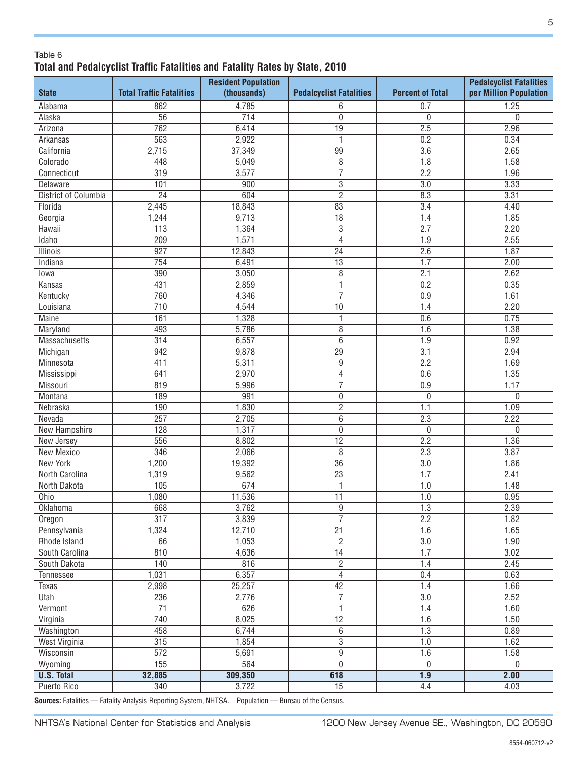Table 6

**Total and Pedalcyclist Traffic Fatalities and Fatality Rates by State, 2010**

| State | Total Traffic Fatalities | Resident Population (thousands) | Pedalcyclist Fatalities | Percent of Total | Pedalcyclist Fatalities per Million Population |
|---|---|---|---|---|---|
| Alabama | 862 | 4,785 | 6 | 0.7 | 1.25 |
| Alaska | 56 | 714 | 0 | 0 | 0 |
| Arizona | 762 | 6,414 | 19 | 2.5 | 2.96 |
| Arkansas | 563 | 2,922 | 1 | 0.2 | 0.34 |
| California | 2,715 | 37,349 | 99 | 3.6 | 2.65 |
| Colorado | 448 | 5,049 | 8 | 1.8 | 1.58 |
| Connecticut | 319 | 3,577 | 7 | 2.2 | 1.96 |
| Delaware | 101 | 900 | 3 | 3.0 | 3.33 |
| District of Columbia | 24 | 604 | 2 | 8.3 | 3.31 |
| Florida | 2,445 | 18,843 | 83 | 3.4 | 4.40 |
| Georgia | 1,244 | 9,713 | 18 | 1.4 | 1.85 |
| Hawaii | 113 | 1,364 | 3 | 2.7 | 2.20 |
| Idaho | 209 | 1,571 | 4 | 1.9 | 2.55 |
| Illinois | 927 | 12,843 | 24 | 2.6 | 1.87 |
| Indiana | 754 | 6,491 | 13 | 1.7 | 2.00 |
| Iowa | 390 | 3,050 | 8 | 2.1 | 2.62 |
| Kansas | 431 | 2,859 | 1 | 0.2 | 0.35 |
| Kentucky | 760 | 4,346 | 7 | 0.9 | 1.61 |
| Louisiana | 710 | 4,544 | 10 | 1.4 | 2.20 |
| Maine | 161 | 1,328 | 1 | 0.6 | 0.75 |
| Maryland | 493 | 5,786 | 8 | 1.6 | 1.38 |
| Massachusetts | 314 | 6,557 | 6 | 1.9 | 0.92 |
| Michigan | 942 | 9,878 | 29 | 3.1 | 2.94 |
| Minnesota | 411 | 5,311 | 9 | 2.2 | 1.69 |
| Mississippi | 641 | 2,970 | 4 | 0.6 | 1.35 |
| Missouri | 819 | 5,996 | 7 | 0.9 | 1.17 |
| Montana | 189 | 991 | 0 | 0 | 0 |
| Nebraska | 190 | 1,830 | 2 | 1.1 | 1.09 |
| Nevada | 257 | 2,705 | 6 | 2.3 | 2.22 |
| New Hampshire | 128 | 1,317 | 0 | 0 | 0 |
| New Jersey | 556 | 8,802 | 12 | 2.2 | 1.36 |
| New Mexico | 346 | 2,066 | 8 | 2.3 | 3.87 |
| New York | 1,200 | 19,392 | 36 | 3.0 | 1.86 |
| North Carolina | 1,319 | 9,562 | 23 | 1.7 | 2.41 |
| North Dakota | 105 | 674 | 1 | 1.0 | 1.48 |
| Ohio | 1,080 | 11,536 | 11 | 1.0 | 0.95 |
| Oklahoma | 668 | 3,762 | 9 | 1.3 | 2.39 |
| Oregon | 317 | 3,839 | 7 | 2.2 | 1.82 |
| Pennsylvania | 1,324 | 12,710 | 21 | 1.6 | 1.65 |
| Rhode Island | 66 | 1,053 | 2 | 3.0 | 1.90 |
| South Carolina | 810 | 4,636 | 14 | 1.7 | 3.02 |
| South Dakota | 140 | 816 | 2 | 1.4 | 2.45 |
| Tennessee | 1,031 | 6,357 | 4 | 0.4 | 0.63 |
| Texas | 2,998 | 25,257 | 42 | 1.4 | 1.66 |
| Utah | 236 | 2,776 | 7 | 3.0 | 2.52 |
| Vermont | 71 | 626 | 1 | 1.4 | 1.60 |
| Virginia | 740 | 8,025 | 12 | 1.6 | 1.50 |
| Washington | 458 | 6,744 | 6 | 1.3 | 0.89 |
| West Virginia | 315 | 1,854 | 3 | 1.0 | 1.62 |
| Wisconsin | 572 | 5,691 | 9 | 1.6 | 1.58 |
| Wyoming | 155 | 564 | 0 | 0 | 0 |
| **U.S. Total** | **32,885** | **309,350** | **618** | **1.9** | **2.00** |
| Puerto Rico | 340 | 3,722 | 15 | 4.4 | 4.03 |

**Sources:** Fatalities — Fatality Analysis Reporting System, NHTSA. Population — Bureau of the Census.

NHTSA's National Center for Statistics and Analysis 1200 New Jersey Avenue SE., Washington, DC 20590

8554-060712-v2